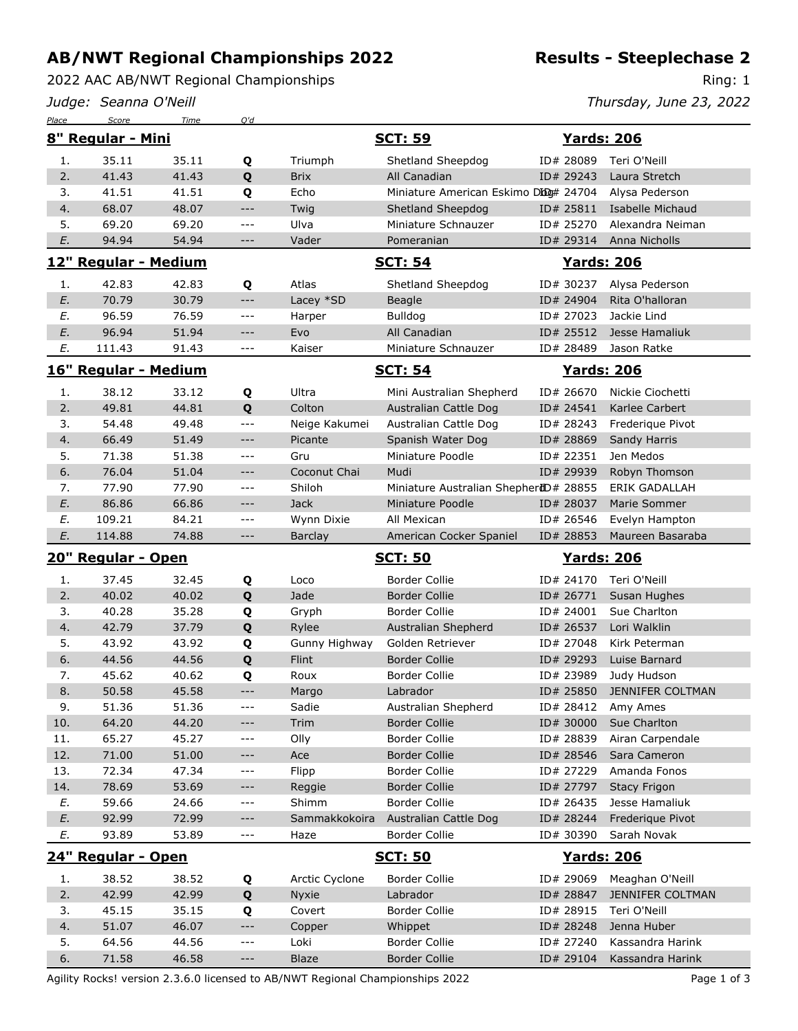# AB/NWT Regional Championships 2022

## Results - Steeplechase 2

2022 AAC AB/NWT Regional Championships

Ring: 1

*Judge: Seanna O'Neill*

*Thursday, June 23, 2022*

### 8" Regular - Mini — SCT: 59 — Yards: 206

| Place | Score | Time | Q'd | Dog | Breed | ID | Handler |
|---|---|---|---|---|---|---|---|
| 1. | 35.11 | 35.11 | **Q** | Triumph | Shetland Sheepdog | ID# 28089 | Teri O'Neill |
| 2. | 41.43 | 41.43 | **Q** | Brix | All Canadian | ID# 29243 | Laura Stretch |
| 3. | 41.51 | 41.51 | **Q** | Echo | Miniature American Eskimo Dog | ID# 24704 | Alysa Pederson |
| 4. | 68.07 | 48.07 | --- | Twig | Shetland Sheepdog | ID# 25811 | Isabelle Michaud |
| 5. | 69.20 | 69.20 | --- | Ulva | Miniature Schnauzer | ID# 25270 | Alexandra Neiman |
| *E.* | 94.94 | 54.94 | --- | Vader | Pomeranian | ID# 29314 | Anna Nicholls |

### 12" Regular - Medium — SCT: 54 — Yards: 206

| Place | Score | Time | Q'd | Dog | Breed | ID | Handler |
|---|---|---|---|---|---|---|---|
| 1. | 42.83 | 42.83 | **Q** | Atlas | Shetland Sheepdog | ID# 30237 | Alysa Pederson |
| *E.* | 70.79 | 30.79 | --- | Lacey *SD | Beagle | ID# 24904 | Rita O'halloran |
| *E.* | 96.59 | 76.59 | --- | Harper | Bulldog | ID# 27023 | Jackie Lind |
| *E.* | 96.94 | 51.94 | --- | Evo | All Canadian | ID# 25512 | Jesse Hamaliuk |
| *E.* | 111.43 | 91.43 | --- | Kaiser | Miniature Schnauzer | ID# 28489 | Jason Ratke |

### 16" Regular - Medium — SCT: 54 — Yards: 206

| Place | Score | Time | Q'd | Dog | Breed | ID | Handler |
|---|---|---|---|---|---|---|---|
| 1. | 38.12 | 33.12 | **Q** | Ultra | Mini Australian Shepherd | ID# 26670 | Nickie Ciochetti |
| 2. | 49.81 | 44.81 | **Q** | Colton | Australian Cattle Dog | ID# 24541 | Karlee Carbert |
| 3. | 54.48 | 49.48 | --- | Neige Kakumei | Australian Cattle Dog | ID# 28243 | Frederique Pivot |
| 4. | 66.49 | 51.49 | --- | Picante | Spanish Water Dog | ID# 28869 | Sandy Harris |
| 5. | 71.38 | 51.38 | --- | Gru | Miniature Poodle | ID# 22351 | Jen Medos |
| 6. | 76.04 | 51.04 | --- | Coconut Chai | Mudi | ID# 29939 | Robyn Thomson |
| 7. | 77.90 | 77.90 | --- | Shiloh | Miniature Australian Shepherd | ID# 28855 | ERIK GADALLAH |
| *E.* | 86.86 | 66.86 | --- | Jack | Miniature Poodle | ID# 28037 | Marie Sommer |
| *E.* | 109.21 | 84.21 | --- | Wynn Dixie | All Mexican | ID# 26546 | Evelyn Hampton |
| *E.* | 114.88 | 74.88 | --- | Barclay | American Cocker Spaniel | ID# 28853 | Maureen Basaraba |

### 20" Regular - Open — SCT: 50 — Yards: 206

| Place | Score | Time | Q'd | Dog | Breed | ID | Handler |
|---|---|---|---|---|---|---|---|
| 1. | 37.45 | 32.45 | **Q** | Loco | Border Collie | ID# 24170 | Teri O'Neill |
| 2. | 40.02 | 40.02 | **Q** | Jade | Border Collie | ID# 26771 | Susan Hughes |
| 3. | 40.28 | 35.28 | **Q** | Gryph | Border Collie | ID# 24001 | Sue Charlton |
| 4. | 42.79 | 37.79 | **Q** | Rylee | Australian Shepherd | ID# 26537 | Lori Walklin |
| 5. | 43.92 | 43.92 | **Q** | Gunny Highway | Golden Retriever | ID# 27048 | Kirk Peterman |
| 6. | 44.56 | 44.56 | **Q** | Flint | Border Collie | ID# 29293 | Luise Barnard |
| 7. | 45.62 | 40.62 | **Q** | Roux | Border Collie | ID# 23989 | Judy Hudson |
| 8. | 50.58 | 45.58 | --- | Margo | Labrador | ID# 25850 | JENNIFER COLTMAN |
| 9. | 51.36 | 51.36 | --- | Sadie | Australian Shepherd | ID# 28412 | Amy Ames |
| 10. | 64.20 | 44.20 | --- | Trim | Border Collie | ID# 30000 | Sue Charlton |
| 11. | 65.27 | 45.27 | --- | Olly | Border Collie | ID# 28839 | Airan Carpendale |
| 12. | 71.00 | 51.00 | --- | Ace | Border Collie | ID# 28546 | Sara Cameron |
| 13. | 72.34 | 47.34 | --- | Flipp | Border Collie | ID# 27229 | Amanda Fonos |
| 14. | 78.69 | 53.69 | --- | Reggie | Border Collie | ID# 27797 | Stacy Frigon |
| *E.* | 59.66 | 24.66 | --- | Shimm | Border Collie | ID# 26435 | Jesse Hamaliuk |
| *E.* | 92.99 | 72.99 | --- | Sammakkokoira | Australian Cattle Dog | ID# 28244 | Frederique Pivot |
| *E.* | 93.89 | 53.89 | --- | Haze | Border Collie | ID# 30390 | Sarah Novak |

### 24" Regular - Open — SCT: 50 — Yards: 206

| Place | Score | Time | Q'd | Dog | Breed | ID | Handler |
|---|---|---|---|---|---|---|---|
| 1. | 38.52 | 38.52 | **Q** | Arctic Cyclone | Border Collie | ID# 29069 | Meaghan O'Neill |
| 2. | 42.99 | 42.99 | **Q** | Nyxie | Labrador | ID# 28847 | JENNIFER COLTMAN |
| 3. | 45.15 | 35.15 | **Q** | Covert | Border Collie | ID# 28915 | Teri O'Neill |
| 4. | 51.07 | 46.07 | --- | Copper | Whippet | ID# 28248 | Jenna Huber |
| 5. | 64.56 | 44.56 | --- | Loki | Border Collie | ID# 27240 | Kassandra Harink |
| 6. | 71.58 | 46.58 | --- | Blaze | Border Collie | ID# 29104 | Kassandra Harink |

Agility Rocks! version 2.3.6.0 licensed to AB/NWT Regional Championships 2022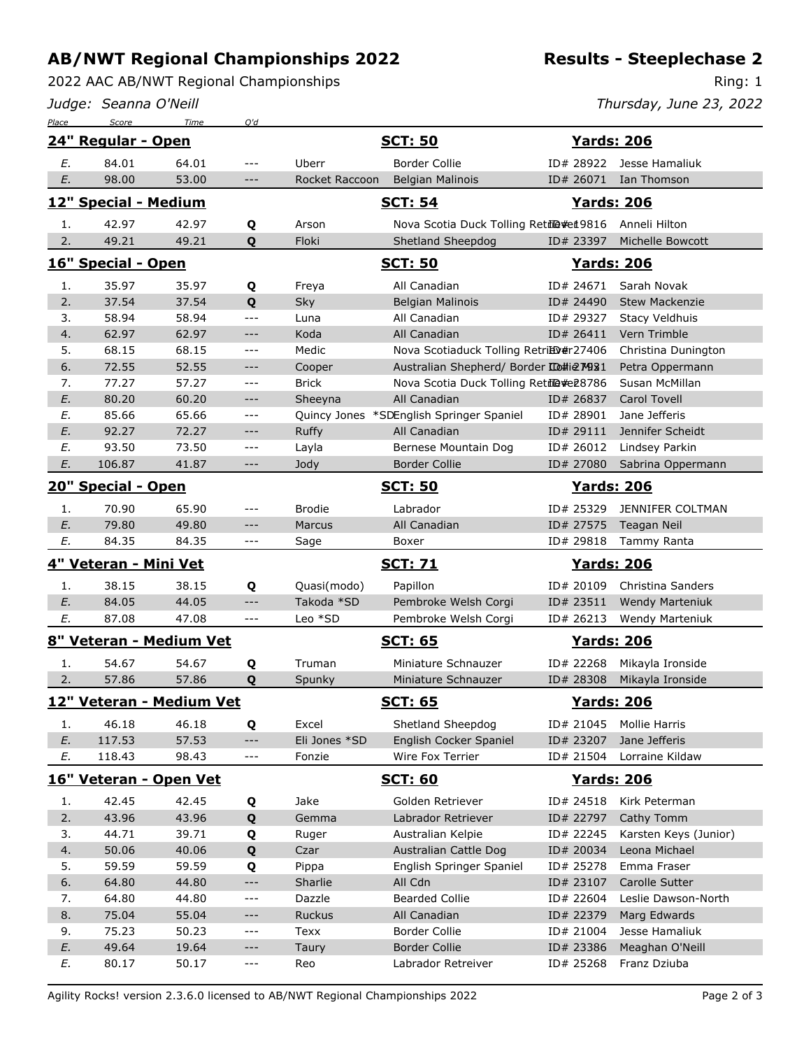# AB/NWT Regional Championships 2022

## Results - Steeplechase 2

2022 AAC AB/NWT Regional Championships

Ring: 1

*Judge: Seanna O'Neill*

*Thursday, June 23, 2022*

### 24" Regular - Open — SCT: 50 — Yards: 206

| Place | Score | Time | Q'd | Dog | Breed | ID | Handler |
|---|---|---|---|---|---|---|---|
| E. | 84.01 | 64.01 | --- | Uberr | Border Collie | ID# 28922 | Jesse Hamaliuk |
| E. | 98.00 | 53.00 | --- | Rocket Raccoon | Belgian Malinois | ID# 26071 | Ian Thomson |

### 12" Special - Medium — SCT: 54 — Yards: 206

| Place | Score | Time | Q'd | Dog | Breed | ID | Handler |
|---|---|---|---|---|---|---|---|
| 1. | 42.97 | 42.97 | Q | Arson | Nova Scotia Duck Tolling Retriever | ID# 19816 | Anneli Hilton |
| 2. | 49.21 | 49.21 | Q | Floki | Shetland Sheepdog | ID# 23397 | Michelle Bowcott |

### 16" Special - Open — SCT: 50 — Yards: 206

| Place | Score | Time | Q'd | Dog | Breed | ID | Handler |
|---|---|---|---|---|---|---|---|
| 1. | 35.97 | 35.97 | Q | Freya | All Canadian | ID# 24671 | Sarah Novak |
| 2. | 37.54 | 37.54 | Q | Sky | Belgian Malinois | ID# 24490 | Stew Mackenzie |
| 3. | 58.94 | 58.94 | --- | Luna | All Canadian | ID# 29327 | Stacy Veldhuis |
| 4. | 62.97 | 62.97 | --- | Koda | All Canadian | ID# 26411 | Vern Trimble |
| 5. | 68.15 | 68.15 | --- | Medic | Nova Scotiaduck Tolling Retriever | ID# 27406 | Christina Dunington |
| 6. | 72.55 | 52.55 | --- | Cooper | Australian Shepherd/ Border Collie | ID# 27981 | Petra Oppermann |
| 7. | 77.27 | 57.27 | --- | Brick | Nova Scotia Duck Tolling Retriever | ID# 28786 | Susan McMillan |
| E. | 80.20 | 60.20 | --- | Sheeyna | All Canadian | ID# 26837 | Carol Tovell |
| E. | 85.66 | 65.66 | --- | Quincy Jones *SD | English Springer Spaniel | ID# 28901 | Jane Jefferis |
| E. | 92.27 | 72.27 | --- | Ruffy | All Canadian | ID# 29111 | Jennifer Scheidt |
| E. | 93.50 | 73.50 | --- | Layla | Bernese Mountain Dog | ID# 26012 | Lindsey Parkin |
| E. | 106.87 | 41.87 | --- | Jody | Border Collie | ID# 27080 | Sabrina Oppermann |

### 20" Special - Open — SCT: 50 — Yards: 206

| Place | Score | Time | Q'd | Dog | Breed | ID | Handler |
|---|---|---|---|---|---|---|---|
| 1. | 70.90 | 65.90 | --- | Brodie | Labrador | ID# 25329 | JENNIFER COLTMAN |
| E. | 79.80 | 49.80 | --- | Marcus | All Canadian | ID# 27575 | Teagan Neil |
| E. | 84.35 | 84.35 | --- | Sage | Boxer | ID# 29818 | Tammy Ranta |

### 4" Veteran - Mini Vet — SCT: 71 — Yards: 206

| Place | Score | Time | Q'd | Dog | Breed | ID | Handler |
|---|---|---|---|---|---|---|---|
| 1. | 38.15 | 38.15 | Q | Quasi(modo) | Papillon | ID# 20109 | Christina Sanders |
| E. | 84.05 | 44.05 | --- | Takoda *SD | Pembroke Welsh Corgi | ID# 23511 | Wendy Marteniuk |
| E. | 87.08 | 47.08 | --- | Leo *SD | Pembroke Welsh Corgi | ID# 26213 | Wendy Marteniuk |

### 8" Veteran - Medium Vet — SCT: 65 — Yards: 206

| Place | Score | Time | Q'd | Dog | Breed | ID | Handler |
|---|---|---|---|---|---|---|---|
| 1. | 54.67 | 54.67 | Q | Truman | Miniature Schnauzer | ID# 22268 | Mikayla Ironside |
| 2. | 57.86 | 57.86 | Q | Spunky | Miniature Schnauzer | ID# 28308 | Mikayla Ironside |

### 12" Veteran - Medium Vet — SCT: 65 — Yards: 206

| Place | Score | Time | Q'd | Dog | Breed | ID | Handler |
|---|---|---|---|---|---|---|---|
| 1. | 46.18 | 46.18 | Q | Excel | Shetland Sheepdog | ID# 21045 | Mollie Harris |
| E. | 117.53 | 57.53 | --- | Eli Jones *SD | English Cocker Spaniel | ID# 23207 | Jane Jefferis |
| E. | 118.43 | 98.43 | --- | Fonzie | Wire Fox Terrier | ID# 21504 | Lorraine Kildaw |

### 16" Veteran - Open Vet — SCT: 60 — Yards: 206

| Place | Score | Time | Q'd | Dog | Breed | ID | Handler |
|---|---|---|---|---|---|---|---|
| 1. | 42.45 | 42.45 | Q | Jake | Golden Retriever | ID# 24518 | Kirk Peterman |
| 2. | 43.96 | 43.96 | Q | Gemma | Labrador Retriever | ID# 22797 | Cathy Tomm |
| 3. | 44.71 | 39.71 | Q | Ruger | Australian Kelpie | ID# 22245 | Karsten Keys (Junior) |
| 4. | 50.06 | 40.06 | Q | Czar | Australian Cattle Dog | ID# 20034 | Leona Michael |
| 5. | 59.59 | 59.59 | Q | Pippa | English Springer Spaniel | ID# 25278 | Emma Fraser |
| 6. | 64.80 | 44.80 | --- | Sharlie | All Cdn | ID# 23107 | Carolle Sutter |
| 7. | 64.80 | 44.80 | --- | Dazzle | Bearded Collie | ID# 22604 | Leslie Dawson-North |
| 8. | 75.04 | 55.04 | --- | Ruckus | All Canadian | ID# 22379 | Marg Edwards |
| 9. | 75.23 | 50.23 | --- | Texx | Border Collie | ID# 21004 | Jesse Hamaliuk |
| E. | 49.64 | 19.64 | --- | Taury | Border Collie | ID# 23386 | Meaghan O'Neill |
| E. | 80.17 | 50.17 | --- | Reo | Labrador Retreiver | ID# 25268 | Franz Dziuba |

Agility Rocks! version 2.3.6.0 licensed to AB/NWT Regional Championships 2022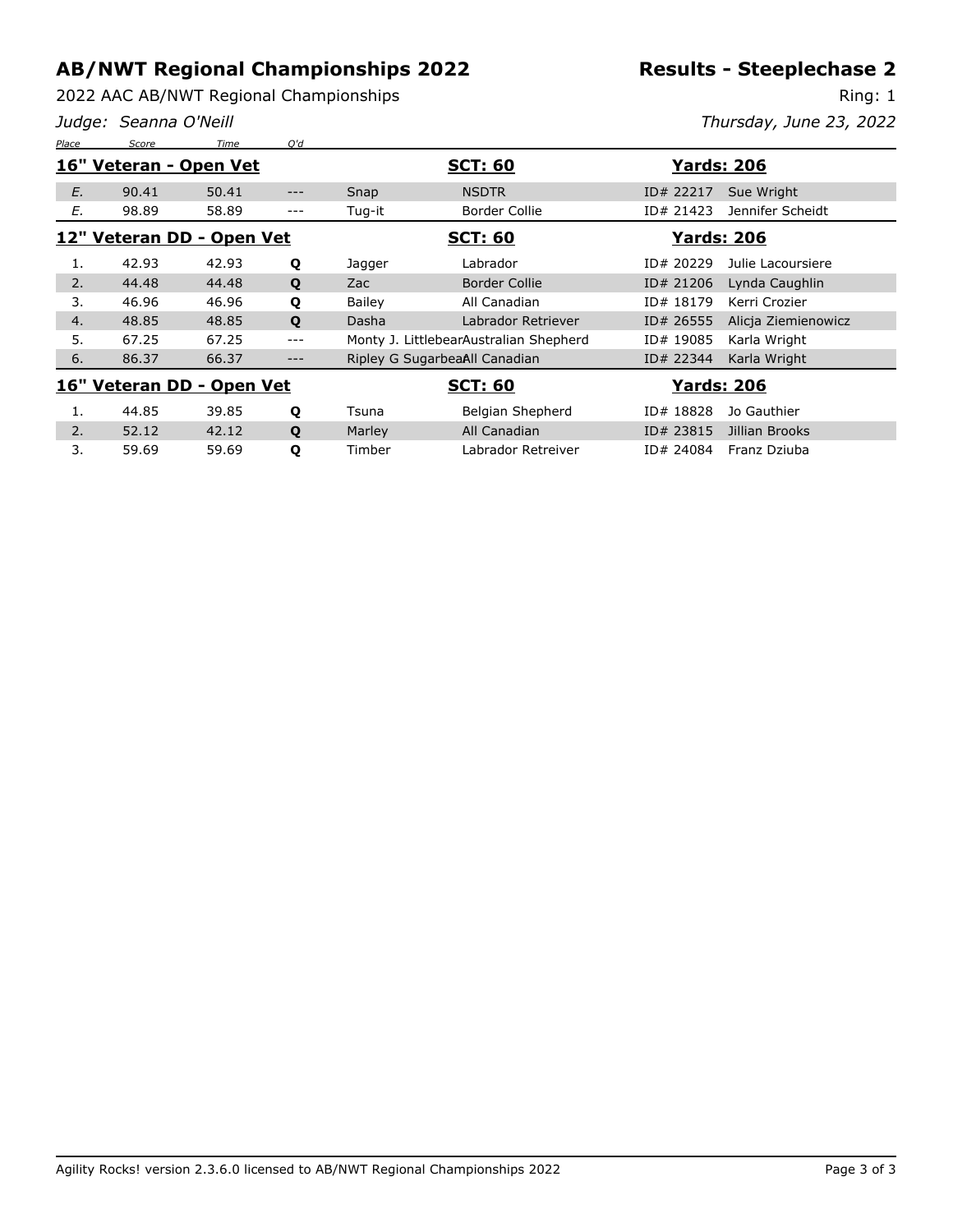# AB/NWT Regional Championships 2022

## Results - Steeplechase 2

2022 AAC AB/NWT Regional Championships

Ring: 1

*Judge: Seanna O'Neill*

*Thursday, June 23, 2022*

### 16" Veteran - Open Vet

**SCT: 60** **Yards: 206**

| Place | Score | Time | Q'd | Dog | Breed | ID | Handler |
|---|---|---|---|---|---|---|---|
| E. | 90.41 | 50.41 | --- | Snap | NSDTR | ID# 22217 | Sue Wright |
| E. | 98.89 | 58.89 | --- | Tug-it | Border Collie | ID# 21423 | Jennifer Scheidt |

### 12" Veteran DD - Open Vet

**SCT: 60** **Yards: 206**

| Place | Score | Time | Q'd | Dog | Breed | ID | Handler |
|---|---|---|---|---|---|---|---|
| 1. | 42.93 | 42.93 | Q | Jagger | Labrador | ID# 20229 | Julie Lacoursiere |
| 2. | 44.48 | 44.48 | Q | Zac | Border Collie | ID# 21206 | Lynda Caughlin |
| 3. | 46.96 | 46.96 | Q | Bailey | All Canadian | ID# 18179 | Kerri Crozier |
| 4. | 48.85 | 48.85 | Q | Dasha | Labrador Retriever | ID# 26555 | Alicja Ziemienowicz |
| 5. | 67.25 | 67.25 | --- | Monty J. Littlebear | Australian Shepherd | ID# 19085 | Karla Wright |
| 6. | 86.37 | 66.37 | --- | Ripley G Sugarbea | All Canadian | ID# 22344 | Karla Wright |

### 16" Veteran DD - Open Vet

**SCT: 60** **Yards: 206**

| Place | Score | Time | Q'd | Dog | Breed | ID | Handler |
|---|---|---|---|---|---|---|---|
| 1. | 44.85 | 39.85 | Q | Tsuna | Belgian Shepherd | ID# 18828 | Jo Gauthier |
| 2. | 52.12 | 42.12 | Q | Marley | All Canadian | ID# 23815 | Jillian Brooks |
| 3. | 59.69 | 59.69 | Q | Timber | Labrador Retreiver | ID# 24084 | Franz Dziuba |

Agility Rocks! version 2.3.6.0 licensed to AB/NWT Regional Championships 2022